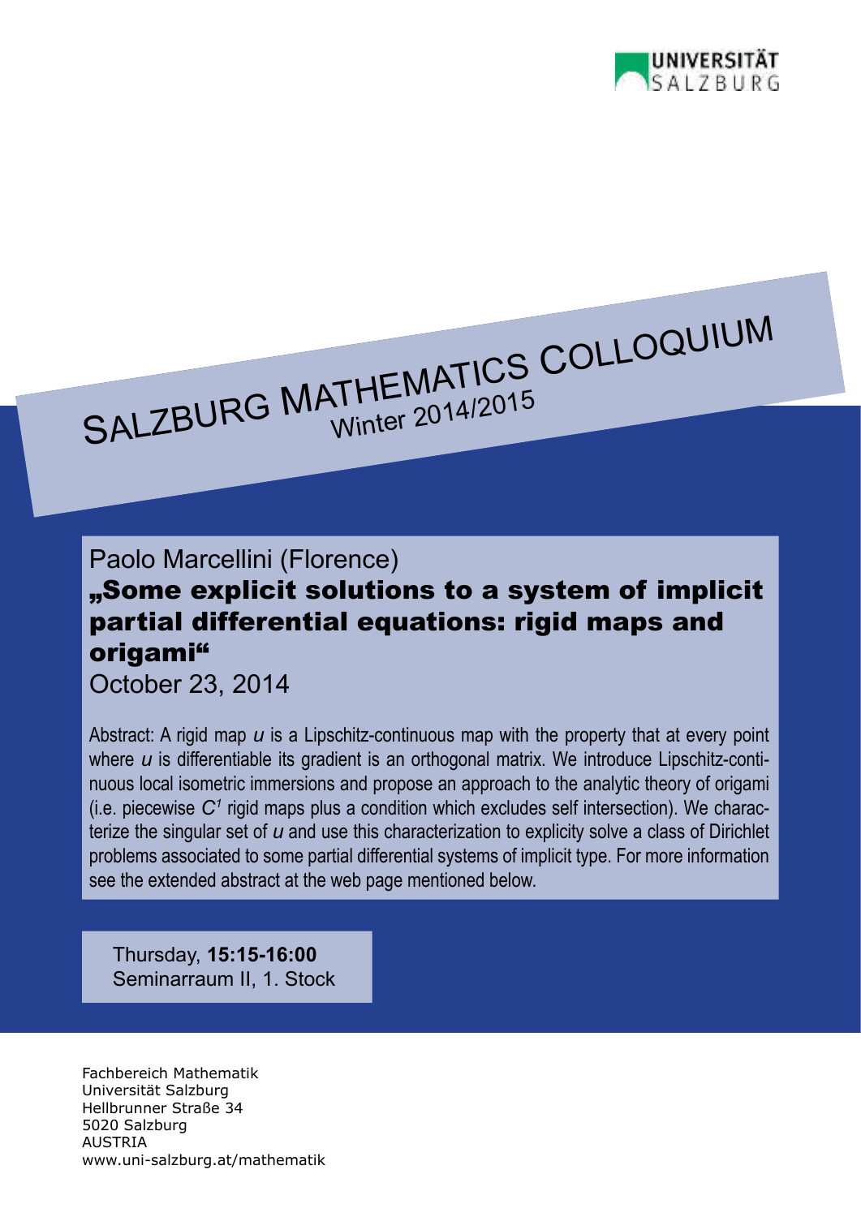UNIVERSITÄT SALZBURG

# SALZBURG MATHEMATICS COLLOQUIUM

Winter 2014/2015

Paolo Marcellini (Florence)

## „Some explicit solutions to a system of implicit partial differential equations: rigid maps and origami“

October 23, 2014

Abstract: A rigid map *u* is a Lipschitz-continuous map with the property that at every point where *u* is differentiable its gradient is an orthogonal matrix. We introduce Lipschitz-continuous local isometric immersions and propose an approach to the analytic theory of origami (i.e. piecewise $C^1$ rigid maps plus a condition which excludes self intersection). We characterize the singular set of *u* and use this characterization to explicity solve a class of Dirichlet problems associated to some partial differential systems of implicit type. For more information see the extended abstract at the web page mentioned below.

Thursday, **15:15-16:00**
Seminarraum II, 1. Stock

Fachbereich Mathematik
Universität Salzburg
Hellbrunner Straße 34
5020 Salzburg
AUSTRIA
www.uni-salzburg.at/mathematik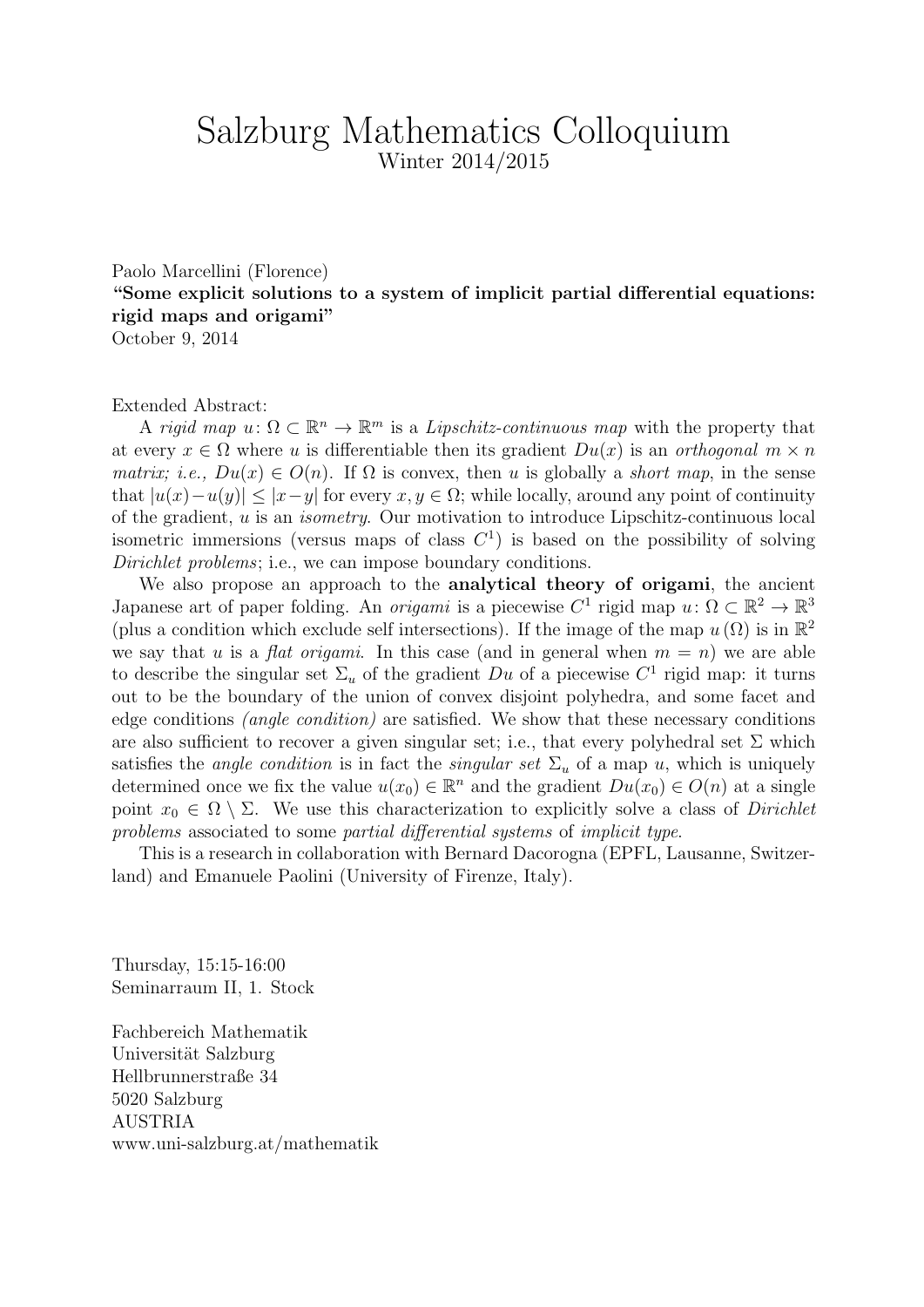# Salzburg Mathematics Colloquium

Winter 2014/2015

Paolo Marcellini (Florence)

**"Some explicit solutions to a system of implicit partial differential equations: rigid maps and origami"**

October 9, 2014

Extended Abstract:

A *rigid map* $u \colon \Omega \subset \mathbb{R}^n \to \mathbb{R}^m$ is a *Lipschitz-continuous map* with the property that at every $x \in \Omega$ where $u$ is differentiable then its gradient $Du(x)$ is an *orthogonal* $m \times n$ *matrix; i.e.,* $Du(x) \in O(n)$. If $\Omega$ is convex, then $u$ is globally a *short map*, in the sense that $|u(x)-u(y)| \le |x-y|$ for every $x, y \in \Omega$; while locally, around any point of continuity of the gradient, $u$ is an *isometry*. Our motivation to introduce Lipschitz-continuous local isometric immersions (versus maps of class $C^1$) is based on the possibility of solving *Dirichlet problems*; i.e., we can impose boundary conditions.

We also propose an approach to the **analytical theory of origami**, the ancient Japanese art of paper folding. An *origami* is a piecewise $C^1$ rigid map $u \colon \Omega \subset \mathbb{R}^2 \to \mathbb{R}^3$ (plus a condition which exclude self intersections). If the image of the map $u(\Omega)$ is in $\mathbb{R}^2$ we say that $u$ is a *flat origami*. In this case (and in general when $m = n$) we are able to describe the singular set $\Sigma_u$ of the gradient $Du$ of a piecewise $C^1$ rigid map: it turns out to be the boundary of the union of convex disjoint polyhedra, and some facet and edge conditions *(angle condition)* are satisfied. We show that these necessary conditions are also sufficient to recover a given singular set; i.e., that every polyhedral set $\Sigma$ which satisfies the *angle condition* is in fact the *singular set* $\Sigma_u$ of a map $u$, which is uniquely determined once we fix the value $u(x_0) \in \mathbb{R}^n$ and the gradient $Du(x_0) \in O(n)$ at a single point $x_0 \in \Omega \setminus \Sigma$. We use this characterization to explicitly solve a class of *Dirichlet problems* associated to some *partial differential systems* of *implicit type*.

This is a research in collaboration with Bernard Dacorogna (EPFL, Lausanne, Switzerland) and Emanuele Paolini (University of Firenze, Italy).

Thursday, 15:15-16:00
Seminarraum II, 1. Stock

Fachbereich Mathematik
Universität Salzburg
Hellbrunnerstraße 34
5020 Salzburg
AUSTRIA
www.uni-salzburg.at/mathematik